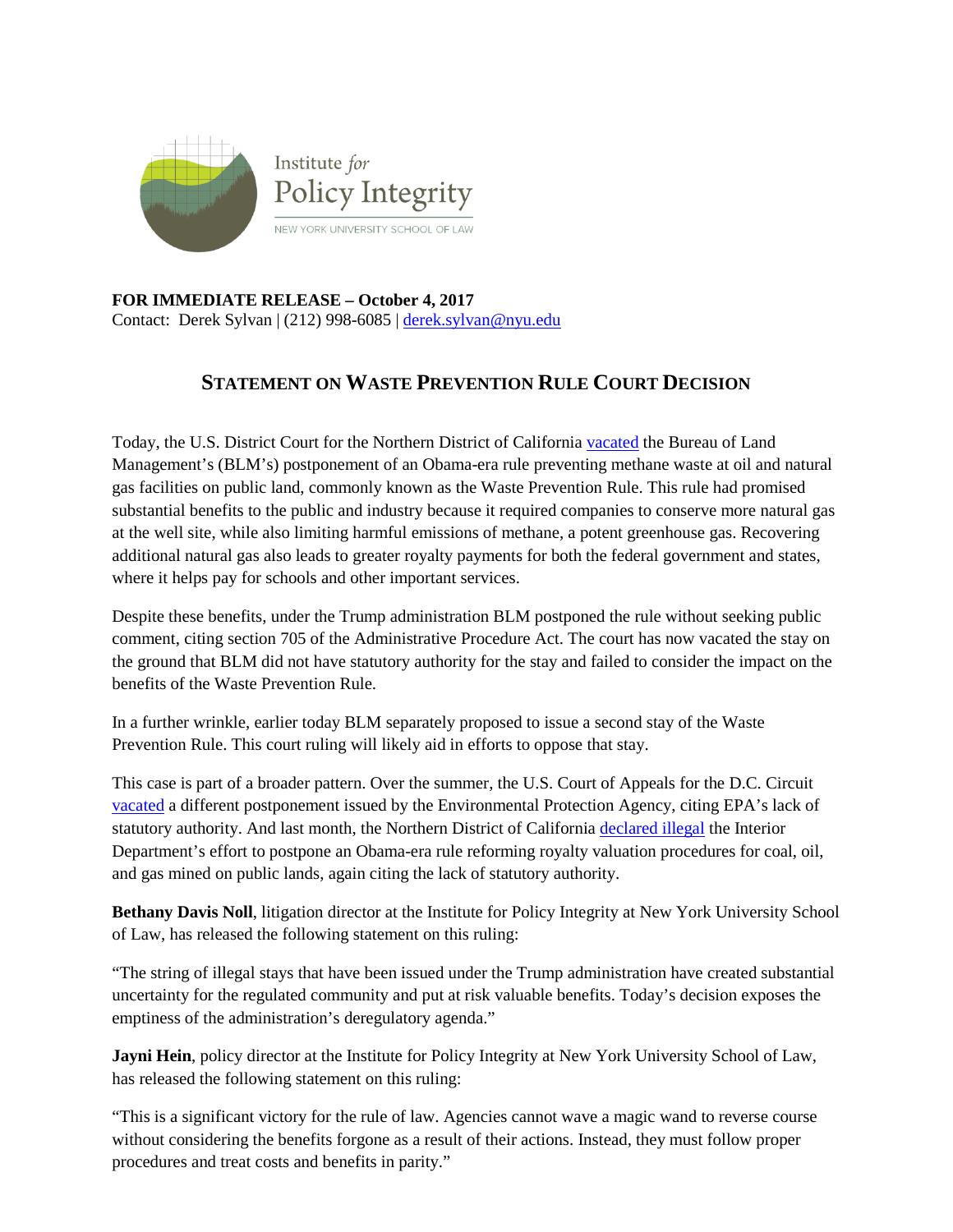Institute *for*
Policy Integrity
NEW YORK UNIVERSITY SCHOOL OF LAW

**FOR IMMEDIATE RELEASE – October 4, 2017**
Contact: Derek Sylvan | (212) 998-6085 | derek.sylvan@nyu.edu

## STATEMENT ON WASTE PREVENTION RULE COURT DECISION

Today, the U.S. District Court for the Northern District of California vacated the Bureau of Land Management's (BLM's) postponement of an Obama-era rule preventing methane waste at oil and natural gas facilities on public land, commonly known as the Waste Prevention Rule. This rule had promised substantial benefits to the public and industry because it required companies to conserve more natural gas at the well site, while also limiting harmful emissions of methane, a potent greenhouse gas. Recovering additional natural gas also leads to greater royalty payments for both the federal government and states, where it helps pay for schools and other important services.

Despite these benefits, under the Trump administration BLM postponed the rule without seeking public comment, citing section 705 of the Administrative Procedure Act. The court has now vacated the stay on the ground that BLM did not have statutory authority for the stay and failed to consider the impact on the benefits of the Waste Prevention Rule.

In a further wrinkle, earlier today BLM separately proposed to issue a second stay of the Waste Prevention Rule. This court ruling will likely aid in efforts to oppose that stay.

This case is part of a broader pattern. Over the summer, the U.S. Court of Appeals for the D.C. Circuit vacated a different postponement issued by the Environmental Protection Agency, citing EPA's lack of statutory authority. And last month, the Northern District of California declared illegal the Interior Department's effort to postpone an Obama-era rule reforming royalty valuation procedures for coal, oil, and gas mined on public lands, again citing the lack of statutory authority.

**Bethany Davis Noll**, litigation director at the Institute for Policy Integrity at New York University School of Law, has released the following statement on this ruling:

"The string of illegal stays that have been issued under the Trump administration have created substantial uncertainty for the regulated community and put at risk valuable benefits. Today's decision exposes the emptiness of the administration's deregulatory agenda."

**Jayni Hein**, policy director at the Institute for Policy Integrity at New York University School of Law, has released the following statement on this ruling:

"This is a significant victory for the rule of law. Agencies cannot wave a magic wand to reverse course without considering the benefits forgone as a result of their actions. Instead, they must follow proper procedures and treat costs and benefits in parity."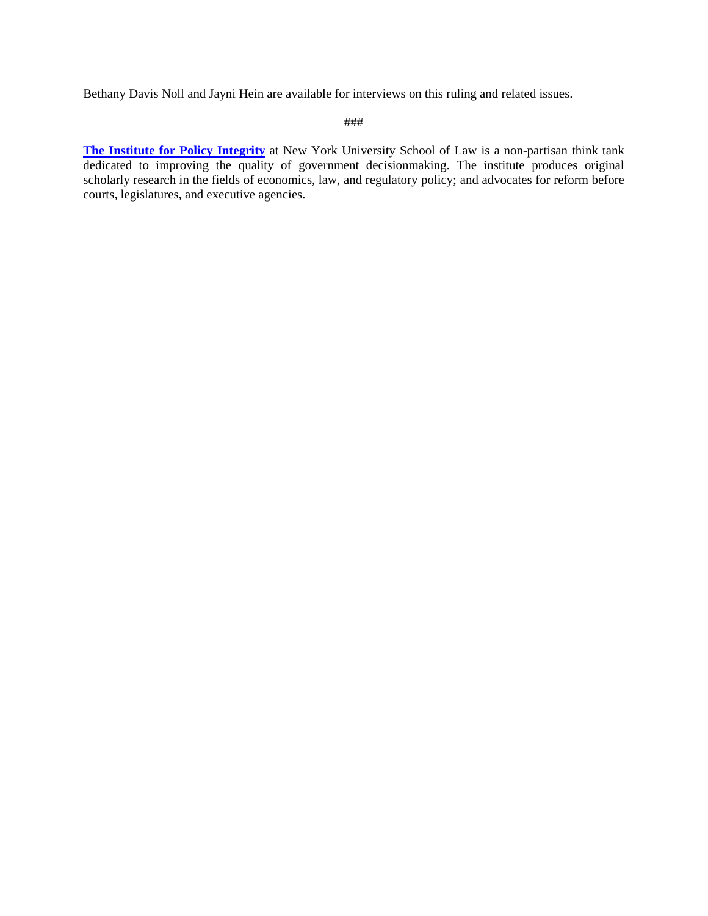Bethany Davis Noll and Jayni Hein are available for interviews on this ruling and related issues.

###

**The Institute for Policy Integrity** at New York University School of Law is a non-partisan think tank dedicated to improving the quality of government decisionmaking. The institute produces original scholarly research in the fields of economics, law, and regulatory policy; and advocates for reform before courts, legislatures, and executive agencies.